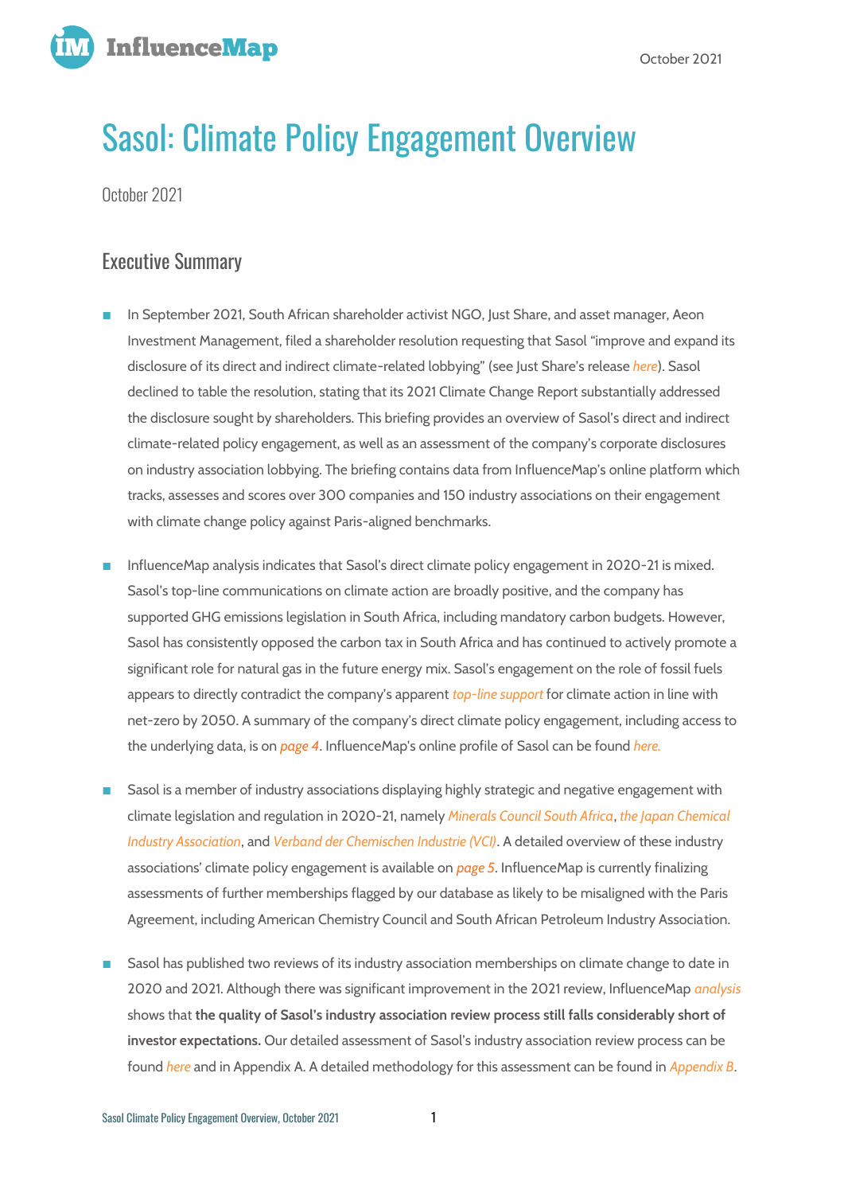October 2021

# Sasol: Climate Policy Engagement Overview

October 2021

## Executive Summary

- In September 2021, South African shareholder activist NGO, Just Share, and asset manager, Aeon Investment Management, filed a shareholder resolution requesting that Sasol "improve and expand its disclosure of its direct and indirect climate-related lobbying" (see Just Share's release *here*). Sasol declined to table the resolution, stating that its 2021 Climate Change Report substantially addressed the disclosure sought by shareholders. This briefing provides an overview of Sasol's direct and indirect climate-related policy engagement, as well as an assessment of the company's corporate disclosures on industry association lobbying. The briefing contains data from InfluenceMap's online platform which tracks, assesses and scores over 300 companies and 150 industry associations on their engagement with climate change policy against Paris-aligned benchmarks.

- InfluenceMap analysis indicates that Sasol's direct climate policy engagement in 2020-21 is mixed. Sasol's top-line communications on climate action are broadly positive, and the company has supported GHG emissions legislation in South Africa, including mandatory carbon budgets. However, Sasol has consistently opposed the carbon tax in South Africa and has continued to actively promote a significant role for natural gas in the future energy mix. Sasol's engagement on the role of fossil fuels appears to directly contradict the company's apparent *top-line support* for climate action in line with net-zero by 2050. A summary of the company's direct climate policy engagement, including access to the underlying data, is on *page 4*. InfluenceMap's online profile of Sasol can be found *here.*

- Sasol is a member of industry associations displaying highly strategic and negative engagement with climate legislation and regulation in 2020-21, namely *Minerals Council South Africa*, *the Japan Chemical Industry Association*, and *Verband der Chemischen Industrie (VCI)*. A detailed overview of these industry associations' climate policy engagement is available on *page 5*. InfluenceMap is currently finalizing assessments of further memberships flagged by our database as likely to be misaligned with the Paris Agreement, including American Chemistry Council and South African Petroleum Industry Association.

- Sasol has published two reviews of its industry association memberships on climate change to date in 2020 and 2021. Although there was significant improvement in the 2021 review, InfluenceMap *analysis* shows that **the quality of Sasol's industry association review process still falls considerably short of investor expectations.** Our detailed assessment of Sasol's industry association review process can be found *here* and in Appendix A. A detailed methodology for this assessment can be found in *Appendix B*.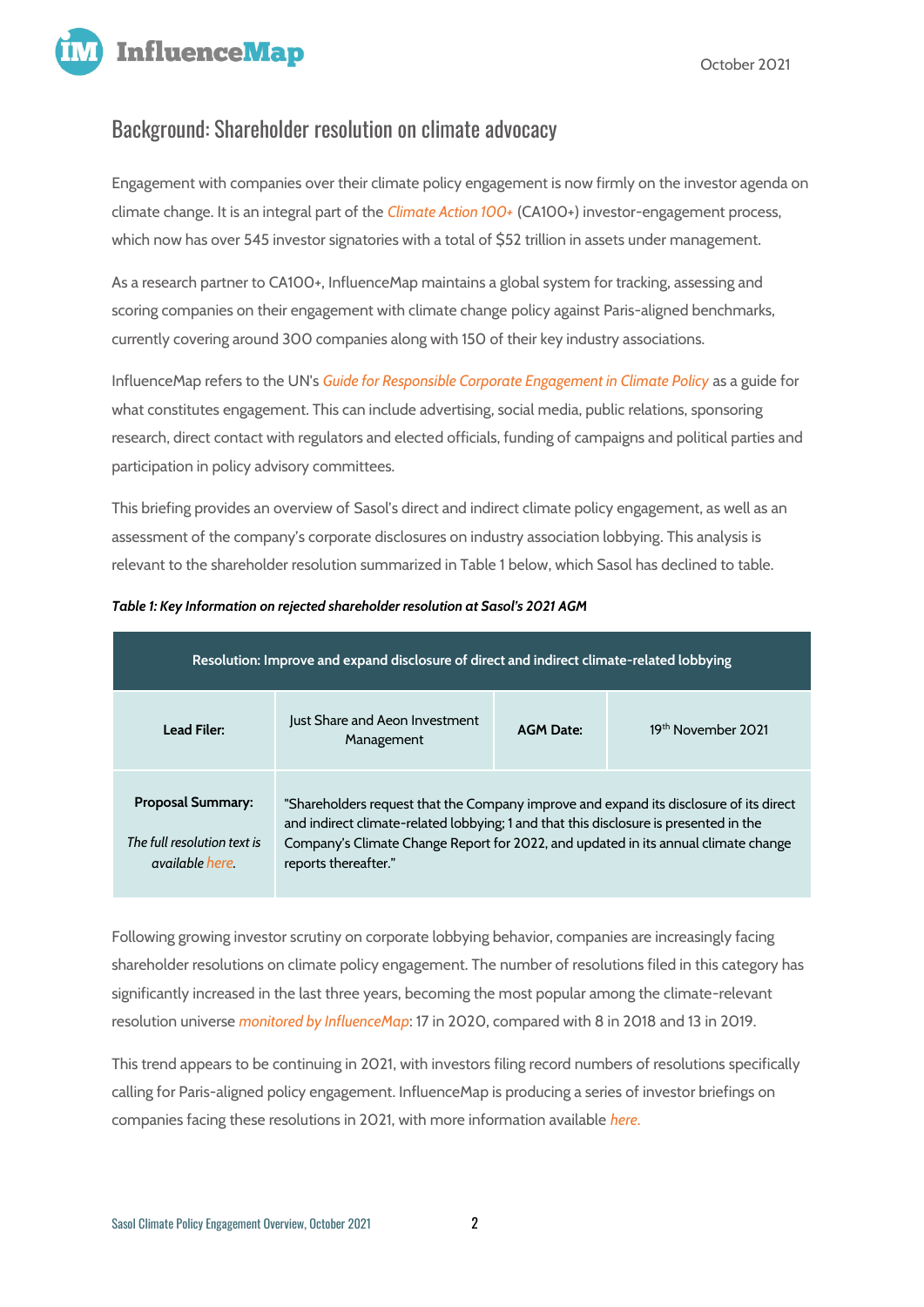## Background: Shareholder resolution on climate advocacy

Engagement with companies over their climate policy engagement is now firmly on the investor agenda on climate change. It is an integral part of the *Climate Action 100+* (CA100+) investor-engagement process, which now has over 545 investor signatories with a total of $52 trillion in assets under management.

As a research partner to CA100+, InfluenceMap maintains a global system for tracking, assessing and scoring companies on their engagement with climate change policy against Paris-aligned benchmarks, currently covering around 300 companies along with 150 of their key industry associations.

InfluenceMap refers to the UN's *Guide for Responsible Corporate Engagement in Climate Policy* as a guide for what constitutes engagement. This can include advertising, social media, public relations, sponsoring research, direct contact with regulators and elected officials, funding of campaigns and political parties and participation in policy advisory committees.

This briefing provides an overview of Sasol's direct and indirect climate policy engagement, as well as an assessment of the company's corporate disclosures on industry association lobbying. This analysis is relevant to the shareholder resolution summarized in Table 1 below, which Sasol has declined to table.

***Table 1: Key Information on rejected shareholder resolution at Sasol's 2021 AGM***

| Resolution: Improve and expand disclosure of direct and indirect climate-related lobbying | | | |
|---|---|---|---|
| **Lead Filer:** | Just Share and Aeon Investment Management | **AGM Date:** | 19th November 2021 |
| **Proposal Summary:** *The full resolution text is available here.* | "Shareholders request that the Company improve and expand its disclosure of its direct and indirect climate-related lobbying; 1 and that this disclosure is presented in the Company's Climate Change Report for 2022, and updated in its annual climate change reports thereafter." | | |

Following growing investor scrutiny on corporate lobbying behavior, companies are increasingly facing shareholder resolutions on climate policy engagement. The number of resolutions filed in this category has significantly increased in the last three years, becoming the most popular among the climate-relevant resolution universe *monitored by InfluenceMap*: 17 in 2020, compared with 8 in 2018 and 13 in 2019.

This trend appears to be continuing in 2021, with investors filing record numbers of resolutions specifically calling for Paris-aligned policy engagement. InfluenceMap is producing a series of investor briefings on companies facing these resolutions in 2021, with more information available *here.*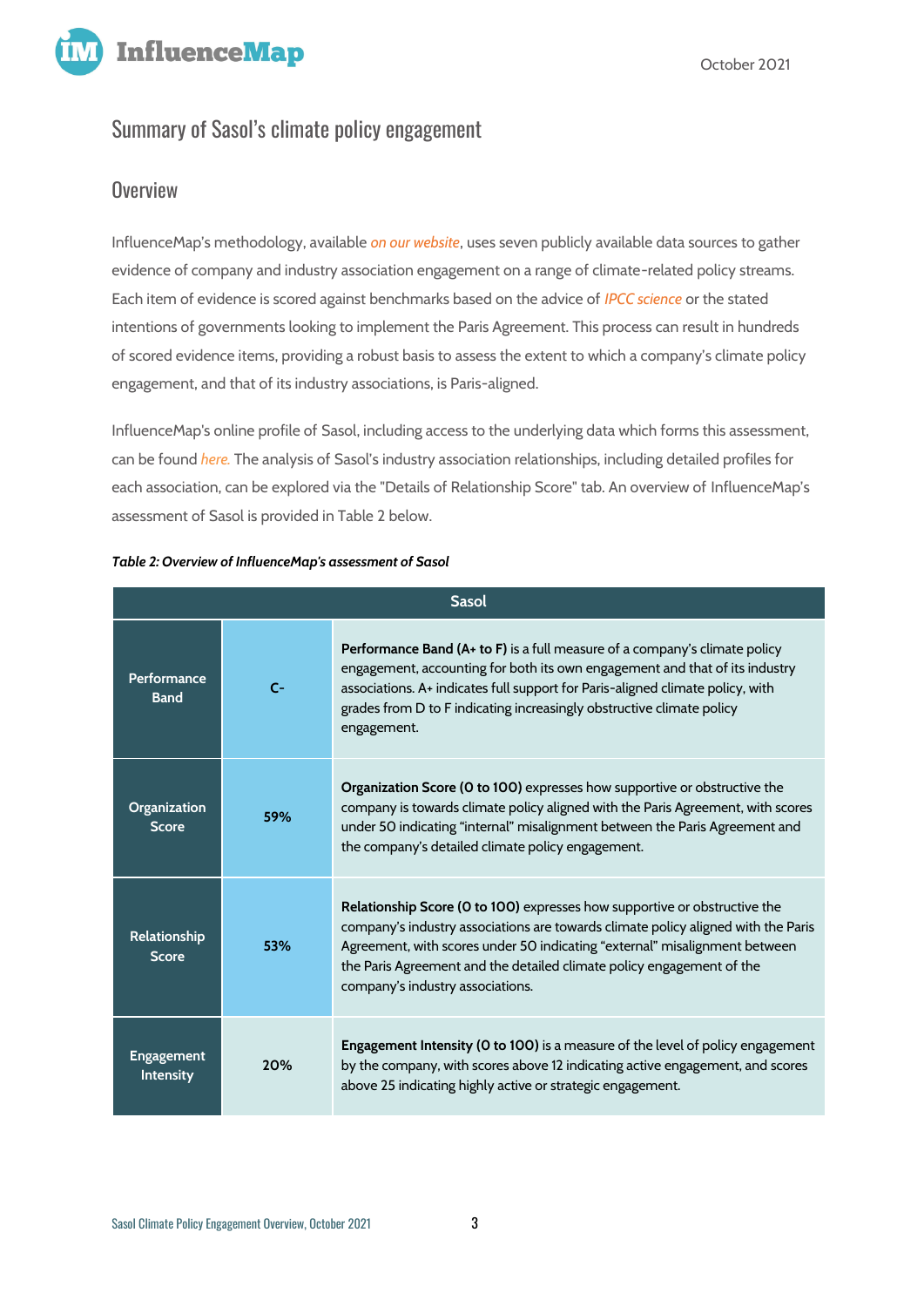## Summary of Sasol's climate policy engagement

### Overview

InfluenceMap's methodology, available *on our website*, uses seven publicly available data sources to gather evidence of company and industry association engagement on a range of climate-related policy streams. Each item of evidence is scored against benchmarks based on the advice of *IPCC science* or the stated intentions of governments looking to implement the Paris Agreement. This process can result in hundreds of scored evidence items, providing a robust basis to assess the extent to which a company's climate policy engagement, and that of its industry associations, is Paris-aligned.

InfluenceMap's online profile of Sasol, including access to the underlying data which forms this assessment, can be found *here.* The analysis of Sasol's industry association relationships, including detailed profiles for each association, can be explored via the "Details of Relationship Score" tab. An overview of InfluenceMap's assessment of Sasol is provided in Table 2 below.

***Table 2: Overview of InfluenceMap's assessment of Sasol***

| Sasol | | |
|---|---|---|
| Performance Band | C- | **Performance Band (A+ to F)** is a full measure of a company's climate policy engagement, accounting for both its own engagement and that of its industry associations. A+ indicates full support for Paris-aligned climate policy, with grades from D to F indicating increasingly obstructive climate policy engagement. |
| Organization Score | 59% | **Organization Score (0 to 100)** expresses how supportive or obstructive the company is towards climate policy aligned with the Paris Agreement, with scores under 50 indicating "internal" misalignment between the Paris Agreement and the company's detailed climate policy engagement. |
| Relationship Score | 53% | **Relationship Score (0 to 100)** expresses how supportive or obstructive the company's industry associations are towards climate policy aligned with the Paris Agreement, with scores under 50 indicating "external" misalignment between the Paris Agreement and the detailed climate policy engagement of the company's industry associations. |
| Engagement Intensity | 20% | **Engagement Intensity (0 to 100)** is a measure of the level of policy engagement by the company, with scores above 12 indicating active engagement, and scores above 25 indicating highly active or strategic engagement. |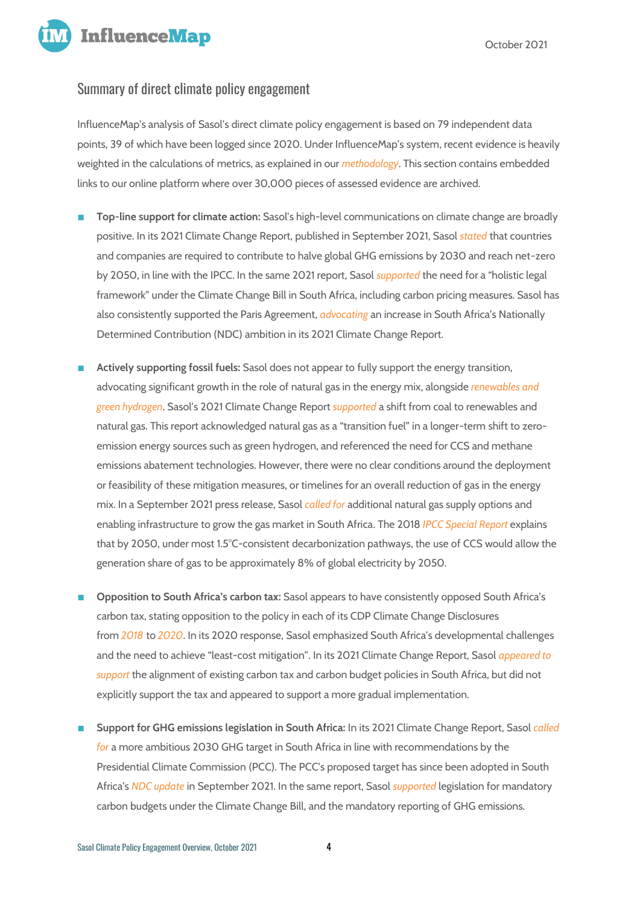## Summary of direct climate policy engagement

InfluenceMap's analysis of Sasol's direct climate policy engagement is based on 79 independent data points, 39 of which have been logged since 2020. Under InfluenceMap's system, recent evidence is heavily weighted in the calculations of metrics, as explained in our *methodology*. This section contains embedded links to our online platform where over 30,000 pieces of assessed evidence are archived.

- **Top-line support for climate action:** Sasol's high-level communications on climate change are broadly positive. In its 2021 Climate Change Report, published in September 2021, Sasol *stated* that countries and companies are required to contribute to halve global GHG emissions by 2030 and reach net-zero by 2050, in line with the IPCC. In the same 2021 report, Sasol *supported* the need for a "holistic legal framework" under the Climate Change Bill in South Africa, including carbon pricing measures. Sasol has also consistently supported the Paris Agreement, *advocating* an increase in South Africa's Nationally Determined Contribution (NDC) ambition in its 2021 Climate Change Report.

- **Actively supporting fossil fuels:** Sasol does not appear to fully support the energy transition, advocating significant growth in the role of natural gas in the energy mix, alongside *renewables and green hydrogen*. Sasol's 2021 Climate Change Report *supported* a shift from coal to renewables and natural gas. This report acknowledged natural gas as a "transition fuel" in a longer-term shift to zero-emission energy sources such as green hydrogen, and referenced the need for CCS and methane emissions abatement technologies. However, there were no clear conditions around the deployment or feasibility of these mitigation measures, or timelines for an overall reduction of gas in the energy mix. In a September 2021 press release, Sasol *called for* additional natural gas supply options and enabling infrastructure to grow the gas market in South Africa. The 2018 *IPCC Special Report* explains that by 2050, under most 1.5°C-consistent decarbonization pathways, the use of CCS would allow the generation share of gas to be approximately 8% of global electricity by 2050.

- **Opposition to South Africa's carbon tax:** Sasol appears to have consistently opposed South Africa's carbon tax, stating opposition to the policy in each of its CDP Climate Change Disclosures from *2018* to *2020*. In its 2020 response, Sasol emphasized South Africa's developmental challenges and the need to achieve "least-cost mitigation". In its 2021 Climate Change Report, Sasol *appeared to support* the alignment of existing carbon tax and carbon budget policies in South Africa, but did not explicitly support the tax and appeared to support a more gradual implementation.

- **Support for GHG emissions legislation in South Africa:** In its 2021 Climate Change Report, Sasol *called for* a more ambitious 2030 GHG target in South Africa in line with recommendations by the Presidential Climate Commission (PCC). The PCC's proposed target has since been adopted in South Africa's *NDC update* in September 2021. In the same report, Sasol *supported* legislation for mandatory carbon budgets under the Climate Change Bill, and the mandatory reporting of GHG emissions.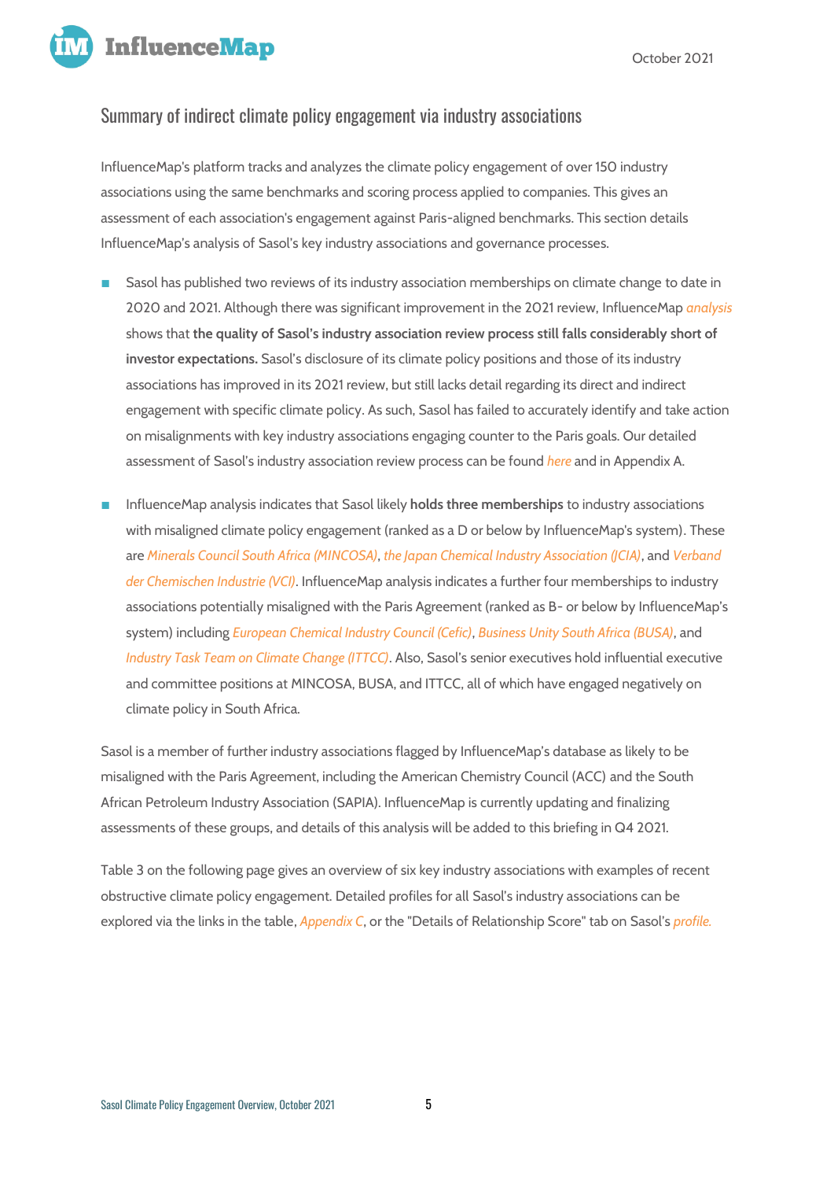## Summary of indirect climate policy engagement via industry associations

InfluenceMap's platform tracks and analyzes the climate policy engagement of over 150 industry associations using the same benchmarks and scoring process applied to companies. This gives an assessment of each association's engagement against Paris-aligned benchmarks. This section details InfluenceMap's analysis of Sasol's key industry associations and governance processes.

- Sasol has published two reviews of its industry association memberships on climate change to date in 2020 and 2021. Although there was significant improvement in the 2021 review, InfluenceMap *analysis* shows that **the quality of Sasol's industry association review process still falls considerably short of investor expectations.** Sasol's disclosure of its climate policy positions and those of its industry associations has improved in its 2021 review, but still lacks detail regarding its direct and indirect engagement with specific climate policy. As such, Sasol has failed to accurately identify and take action on misalignments with key industry associations engaging counter to the Paris goals. Our detailed assessment of Sasol's industry association review process can be found *here* and in Appendix A.
- InfluenceMap analysis indicates that Sasol likely **holds three memberships** to industry associations with misaligned climate policy engagement (ranked as a D or below by InfluenceMap's system). These are *Minerals Council South Africa (MINCOSA)*, *the Japan Chemical Industry Association (JCIA)*, and *Verband der Chemischen Industrie (VCI)*. InfluenceMap analysis indicates a further four memberships to industry associations potentially misaligned with the Paris Agreement (ranked as B- or below by InfluenceMap's system) including *European Chemical Industry Council (Cefic)*, *Business Unity South Africa (BUSA)*, and *Industry Task Team on Climate Change (ITTCC)*. Also, Sasol's senior executives hold influential executive and committee positions at MINCOSA, BUSA, and ITTCC, all of which have engaged negatively on climate policy in South Africa.

Sasol is a member of further industry associations flagged by InfluenceMap's database as likely to be misaligned with the Paris Agreement, including the American Chemistry Council (ACC) and the South African Petroleum Industry Association (SAPIA). InfluenceMap is currently updating and finalizing assessments of these groups, and details of this analysis will be added to this briefing in Q4 2021.

Table 3 on the following page gives an overview of six key industry associations with examples of recent obstructive climate policy engagement. Detailed profiles for all Sasol's industry associations can be explored via the links in the table, *Appendix C*, or the "Details of Relationship Score" tab on Sasol's *profile.*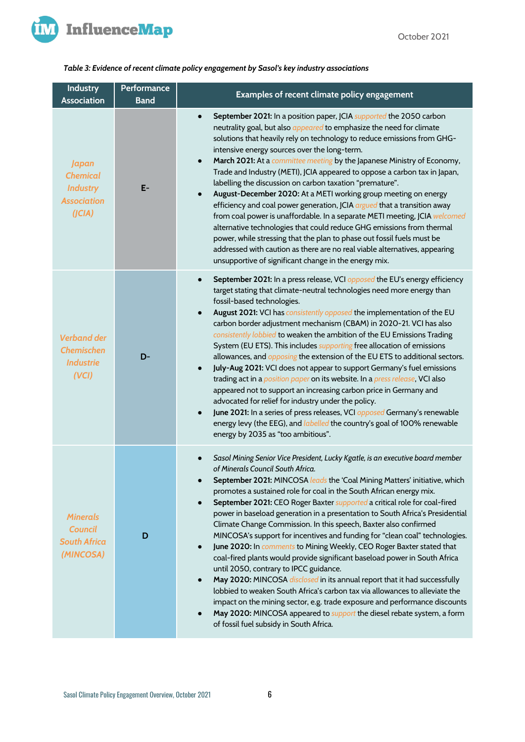*Table 3: Evidence of recent climate policy engagement by Sasol's key industry associations*

| Industry Association | Performance Band | Examples of recent climate policy engagement |
|---|---|---|
| *Japan Chemical Industry Association (JCIA)* | E- | • **September 2021:** In a position paper, JCIA supported the 2050 carbon neutrality goal, but also appeared to emphasize the need for climate solutions that heavily rely on technology to reduce emissions from GHG-intensive energy sources over the long-term.<br>• **March 2021:** At a committee meeting by the Japanese Ministry of Economy, Trade and Industry (METI), JCIA appeared to oppose a carbon tax in Japan, labelling the discussion on carbon taxation "premature".<br>• **August-December 2020:** At a METI working group meeting on energy efficiency and coal power generation, JCIA argued that a transition away from coal power is unaffordable. In a separate METI meeting, JCIA welcomed alternative technologies that could reduce GHG emissions from thermal power, while stressing that the plan to phase out fossil fuels must be addressed with caution as there are no real viable alternatives, appearing unsupportive of significant change in the energy mix. |
| *Verband der Chemischen Industrie (VCI)* | D- | • **September 2021:** In a press release, VCI opposed the EU's energy efficiency target stating that climate-neutral technologies need more energy than fossil-based technologies.<br>• **August 2021:** VCI has consistently opposed the implementation of the EU carbon border adjustment mechanism (CBAM) in 2020-21. VCI has also consistently lobbied to weaken the ambition of the EU Emissions Trading System (EU ETS). This includes supporting free allocation of emissions allowances, and opposing the extension of the EU ETS to additional sectors.<br>• **July-Aug 2021:** VCI does not appear to support Germany's fuel emissions trading act in a position paper on its website. In a press release, VCI also appeared not to support an increasing carbon price in Germany and advocated for relief for industry under the policy.<br>• **June 2021:** In a series of press releases, VCI opposed Germany's renewable energy levy (the EEG), and labelled the country's goal of 100% renewable energy by 2035 as "too ambitious". |
| *Minerals Council South Africa (MINCOSA)* | D | • *Sasol Mining Senior Vice President, Lucky Kgatle, is an executive board member of Minerals Council South Africa.*<br>• **September 2021:** MINCOSA leads the 'Coal Mining Matters' initiative, which promotes a sustained role for coal in the South African energy mix.<br>• **September 2021:** CEO Roger Baxter supported a critical role for coal-fired power in baseload generation in a presentation to South Africa's Presidential Climate Change Commission. In this speech, Baxter also confirmed MINCOSA's support for incentives and funding for "clean coal" technologies.<br>• **June 2020:** In comments to Mining Weekly, CEO Roger Baxter stated that coal-fired plants would provide significant baseload power in South Africa until 2050, contrary to IPCC guidance.<br>• **May 2020:** MINCOSA disclosed in its annual report that it had successfully lobbied to weaken South Africa's carbon tax via allowances to alleviate the impact on the mining sector, e.g. trade exposure and performance discounts<br>• **May 2020:** MINCOSA appeared to support the diesel rebate system, a form of fossil fuel subsidy in South Africa. |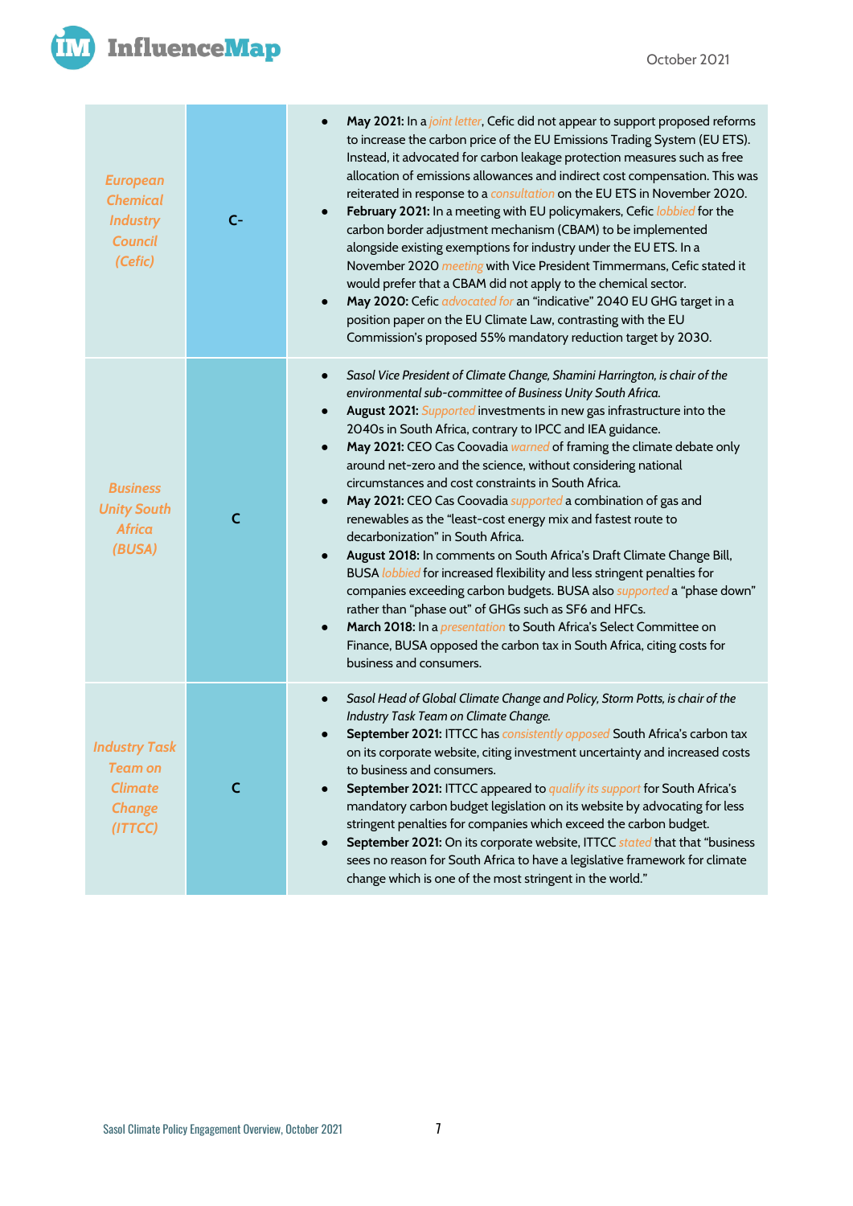| | | |
|---|---|---|
| *European Chemical Industry Council (Cefic)* | C- | • **May 2021:** In a *joint letter*, Cefic did not appear to support proposed reforms to increase the carbon price of the EU Emissions Trading System (EU ETS). Instead, it advocated for carbon leakage protection measures such as free allocation of emissions allowances and indirect cost compensation. This was reiterated in response to a *consultation* on the EU ETS in November 2020.<br>• **February 2021:** In a meeting with EU policymakers, Cefic *lobbied* for the carbon border adjustment mechanism (CBAM) to be implemented alongside existing exemptions for industry under the EU ETS. In a November 2020 *meeting* with Vice President Timmermans, Cefic stated it would prefer that a CBAM did not apply to the chemical sector.<br>• **May 2020:** Cefic *advocated for* an "indicative" 2040 EU GHG target in a position paper on the EU Climate Law, contrasting with the EU Commission's proposed 55% mandatory reduction target by 2030. |
| *Business Unity South Africa (BUSA)* | C | • *Sasol Vice President of Climate Change, Shamini Harrington, is chair of the environmental sub-committee of Business Unity South Africa.*<br>• **August 2021:** *Supported* investments in new gas infrastructure into the 2040s in South Africa, contrary to IPCC and IEA guidance.<br>• **May 2021:** CEO Cas Coovadia *warned* of framing the climate debate only around net-zero and the science, without considering national circumstances and cost constraints in South Africa.<br>• **May 2021:** CEO Cas Coovadia *supported* a combination of gas and renewables as the "least-cost energy mix and fastest route to decarbonization" in South Africa.<br>• **August 2018:** In comments on South Africa's Draft Climate Change Bill, BUSA *lobbied* for increased flexibility and less stringent penalties for companies exceeding carbon budgets. BUSA also *supported* a "phase down" rather than "phase out" of GHGs such as SF6 and HFCs.<br>• **March 2018:** In a *presentation* to South Africa's Select Committee on Finance, BUSA opposed the carbon tax in South Africa, citing costs for business and consumers. |
| *Industry Task Team on Climate Change (ITTCC)* | C | • *Sasol Head of Global Climate Change and Policy, Storm Potts, is chair of the Industry Task Team on Climate Change.*<br>• **September 2021:** ITTCC has *consistently opposed* South Africa's carbon tax on its corporate website, citing investment uncertainty and increased costs to business and consumers.<br>• **September 2021:** ITTCC appeared to *qualify its support* for South Africa's mandatory carbon budget legislation on its website by advocating for less stringent penalties for companies which exceed the carbon budget.<br>• **September 2021:** On its corporate website, ITTCC *stated* that that "business sees no reason for South Africa to have a legislative framework for climate change which is one of the most stringent in the world." |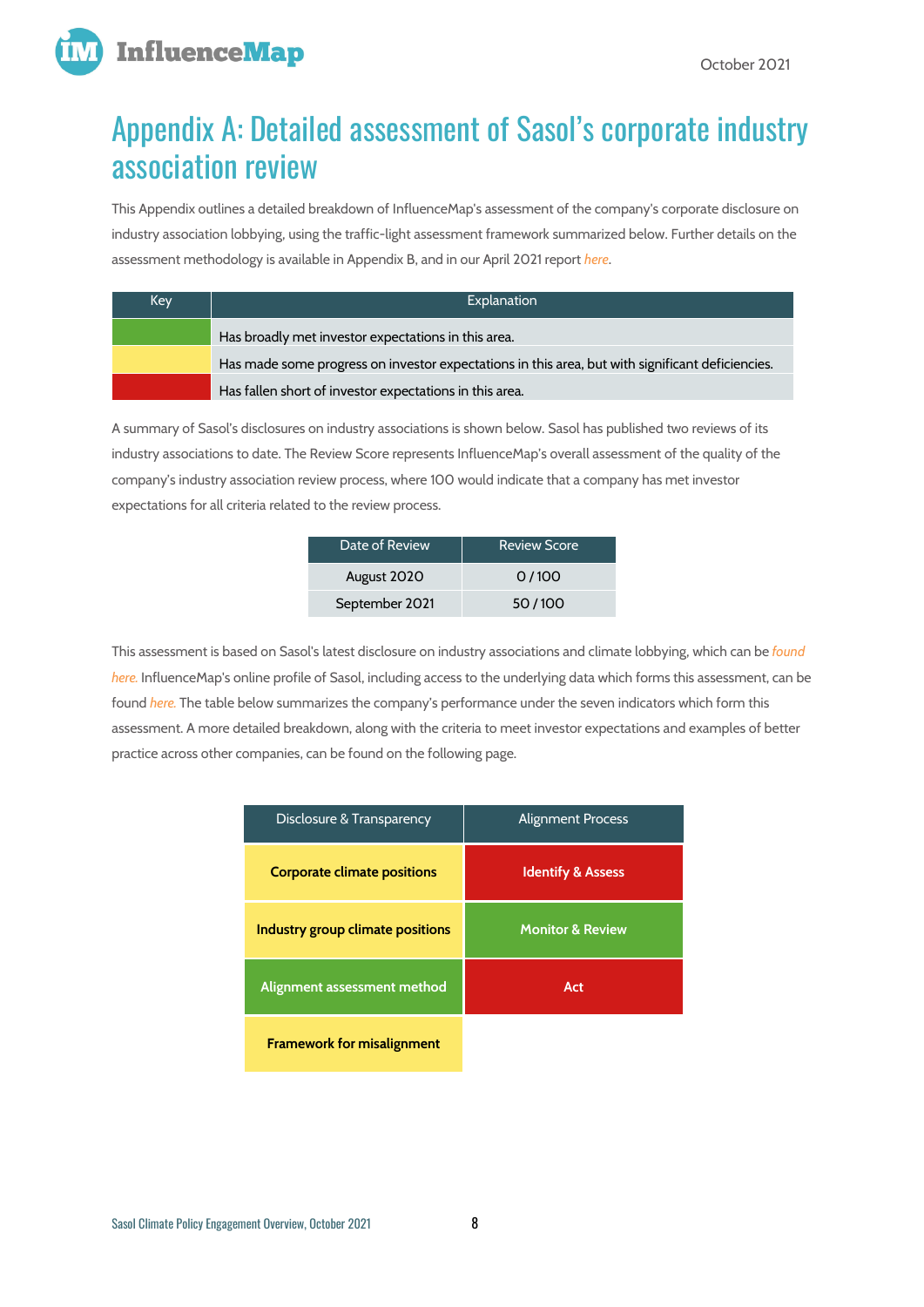# Appendix A: Detailed assessment of Sasol's corporate industry association review

This Appendix outlines a detailed breakdown of InfluenceMap's assessment of the company's corporate disclosure on industry association lobbying, using the traffic-light assessment framework summarized below. Further details on the assessment methodology is available in Appendix B, and in our April 2021 report *here*.

| Key | Explanation |
|---|---|
| Green | Has broadly met investor expectations in this area. |
| Yellow | Has made some progress on investor expectations in this area, but with significant deficiencies. |
| Red | Has fallen short of investor expectations in this area. |

A summary of Sasol's disclosures on industry associations is shown below. Sasol has published two reviews of its industry associations to date. The Review Score represents InfluenceMap's overall assessment of the quality of the company's industry association review process, where 100 would indicate that a company has met investor expectations for all criteria related to the review process.

| Date of Review | Review Score |
|---|---|
| August 2020 | 0 / 100 |
| September 2021 | 50 / 100 |

This assessment is based on Sasol's latest disclosure on industry associations and climate lobbying, which can be *found here.* InfluenceMap's online profile of Sasol, including access to the underlying data which forms this assessment, can be found *here.* The table below summarizes the company's performance under the seven indicators which form this assessment. A more detailed breakdown, along with the criteria to meet investor expectations and examples of better practice across other companies, can be found on the following page.

| Disclosure & Transparency | Alignment Process |
|---|---|
| **Corporate climate positions** (Yellow) | **Identify & Assess** (Red) |
| **Industry group climate positions** (Yellow) | **Monitor & Review** (Green) |
| **Alignment assessment method** (Green) | **Act** (Red) |
| **Framework for misalignment** (Yellow) | |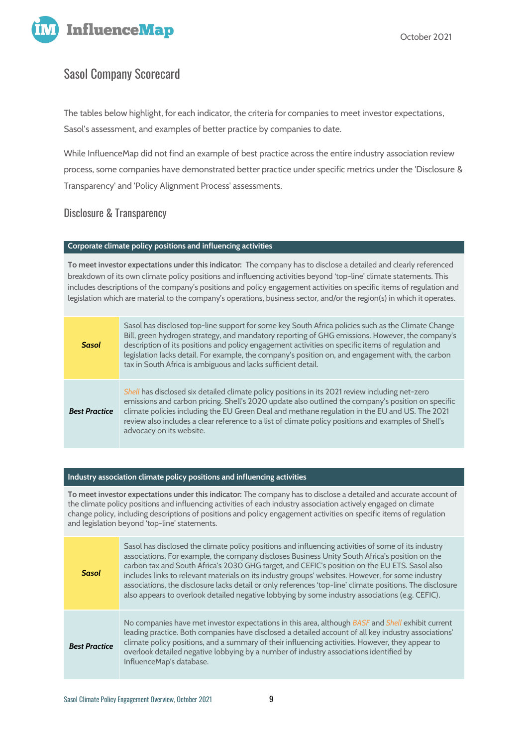## Sasol Company Scorecard

The tables below highlight, for each indicator, the criteria for companies to meet investor expectations, Sasol's assessment, and examples of better practice by companies to date.

While InfluenceMap did not find an example of best practice across the entire industry association review process, some companies have demonstrated better practice under specific metrics under the 'Disclosure & Transparency' and 'Policy Alignment Process' assessments.

### Disclosure & Transparency

| **Corporate climate policy positions and influencing activities** | |
|---|---|
| **To meet investor expectations under this indicator:** The company has to disclose a detailed and clearly referenced breakdown of its own climate policy positions and influencing activities beyond 'top-line' climate statements. This includes descriptions of the company's positions and policy engagement activities on specific items of regulation and legislation which are material to the company's operations, business sector, and/or the region(s) in which it operates. | |
| ***Sasol*** | Sasol has disclosed top-line support for some key South Africa policies such as the Climate Change Bill, green hydrogen strategy, and mandatory reporting of GHG emissions. However, the company's description of its positions and policy engagement activities on specific items of regulation and legislation lacks detail. For example, the company's position on, and engagement with, the carbon tax in South Africa is ambiguous and lacks sufficient detail. |
| ***Best Practice*** | *Shell* has disclosed six detailed climate policy positions in its 2021 review including net-zero emissions and carbon pricing. Shell's 2020 update also outlined the company's position on specific climate policies including the EU Green Deal and methane regulation in the EU and US. The 2021 review also includes a clear reference to a list of climate policy positions and examples of Shell's advocacy on its website. |

| **Industry association climate policy positions and influencing activities** | |
|---|---|
| **To meet investor expectations under this indicator:** The company has to disclose a detailed and accurate account of the climate policy positions and influencing activities of each industry association actively engaged on climate change policy, including descriptions of positions and policy engagement activities on specific items of regulation and legislation beyond 'top-line' statements. | |
| ***Sasol*** | Sasol has disclosed the climate policy positions and influencing activities of some of its industry associations. For example, the company discloses Business Unity South Africa's position on the carbon tax and South Africa's 2030 GHG target, and CEFIC's position on the EU ETS. Sasol also includes links to relevant materials on its industry groups' websites. However, for some industry associations, the disclosure lacks detail or only references 'top-line' climate positions. The disclosure also appears to overlook detailed negative lobbying by some industry associations (e.g. CEFIC). |
| ***Best Practice*** | No companies have met investor expectations in this area, although *BASF* and *Shell* exhibit current leading practice. Both companies have disclosed a detailed account of all key industry associations' climate policy positions, and a summary of their influencing activities. However, they appear to overlook detailed negative lobbying by a number of industry associations identified by InfluenceMap's database. |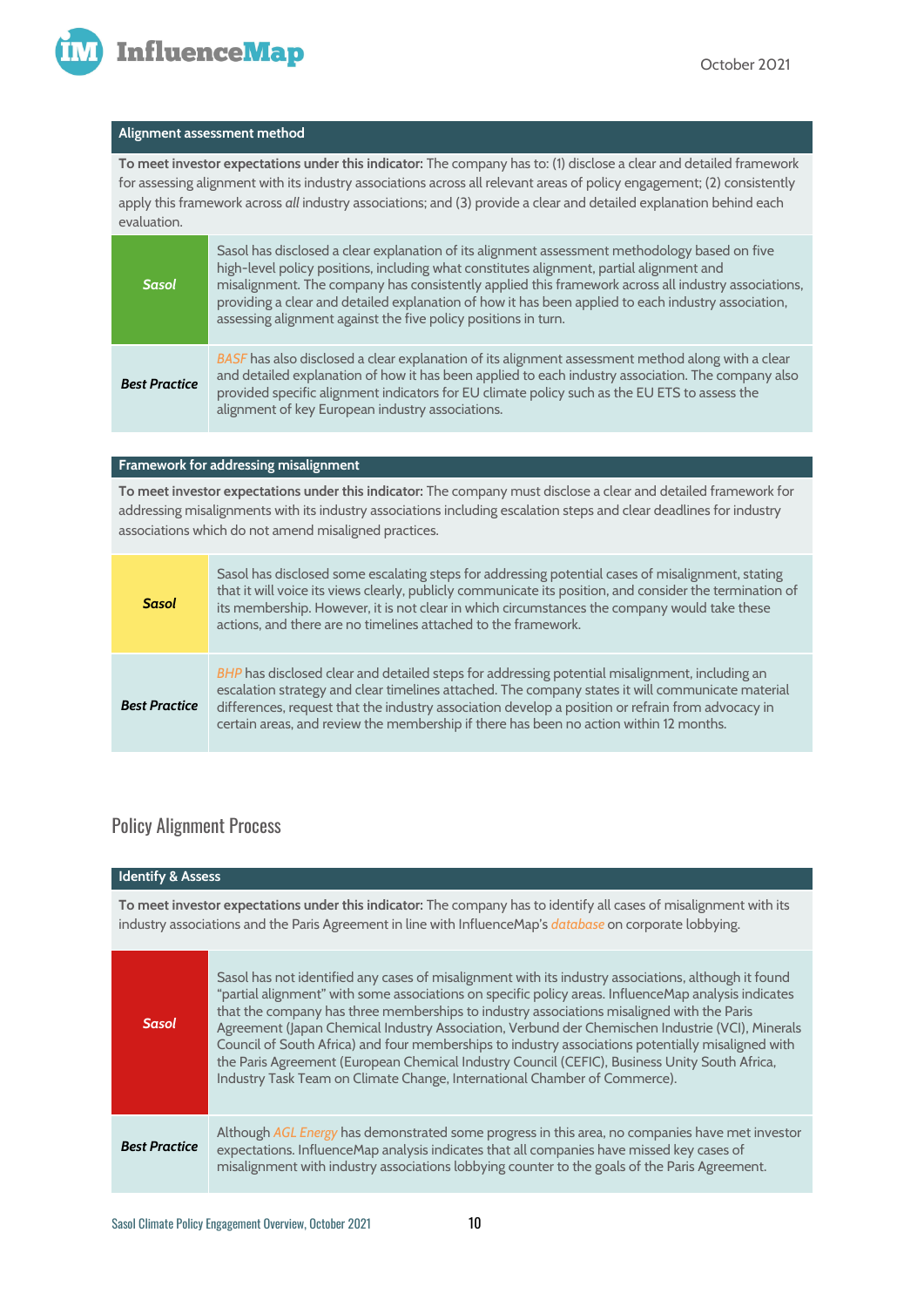| Alignment assessment method | |
|---|---|
| **To meet investor expectations under this indicator:** The company has to: (1) disclose a clear and detailed framework for assessing alignment with its industry associations across all relevant areas of policy engagement; (2) consistently apply this framework across *all* industry associations; and (3) provide a clear and detailed explanation behind each evaluation. | |
| ***Sasol*** | Sasol has disclosed a clear explanation of its alignment assessment methodology based on five high-level policy positions, including what constitutes alignment, partial alignment and misalignment. The company has consistently applied this framework across all industry associations, providing a clear and detailed explanation of how it has been applied to each industry association, assessing alignment against the five policy positions in turn. |
| ***Best Practice*** | *BASF* has also disclosed a clear explanation of its alignment assessment method along with a clear and detailed explanation of how it has been applied to each industry association. The company also provided specific alignment indicators for EU climate policy such as the EU ETS to assess the alignment of key European industry associations. |

| Framework for addressing misalignment | |
|---|---|
| **To meet investor expectations under this indicator:** The company must disclose a clear and detailed framework for addressing misalignments with its industry associations including escalation steps and clear deadlines for industry associations which do not amend misaligned practices. | |
| ***Sasol*** | Sasol has disclosed some escalating steps for addressing potential cases of misalignment, stating that it will voice its views clearly, publicly communicate its position, and consider the termination of its membership. However, it is not clear in which circumstances the company would take these actions, and there are no timelines attached to the framework. |
| ***Best Practice*** | *BHP* has disclosed clear and detailed steps for addressing potential misalignment, including an escalation strategy and clear timelines attached. The company states it will communicate material differences, request that the industry association develop a position or refrain from advocacy in certain areas, and review the membership if there has been no action within 12 months. |

## Policy Alignment Process

| Identify & Assess | |
|---|---|
| **To meet investor expectations under this indicator:** The company has to identify all cases of misalignment with its industry associations and the Paris Agreement in line with InfluenceMap's *database* on corporate lobbying. | |
| ***Sasol*** | Sasol has not identified any cases of misalignment with its industry associations, although it found "partial alignment" with some associations on specific policy areas. InfluenceMap analysis indicates that the company has three memberships to industry associations misaligned with the Paris Agreement (Japan Chemical Industry Association, Verbund der Chemischen Industrie (VCI), Minerals Council of South Africa) and four memberships to industry associations potentially misaligned with the Paris Agreement (European Chemical Industry Council (CEFIC), Business Unity South Africa, Industry Task Team on Climate Change, International Chamber of Commerce). |
| ***Best Practice*** | Although *AGL Energy* has demonstrated some progress in this area, no companies have met investor expectations. InfluenceMap analysis indicates that all companies have missed key cases of misalignment with industry associations lobbying counter to the goals of the Paris Agreement. |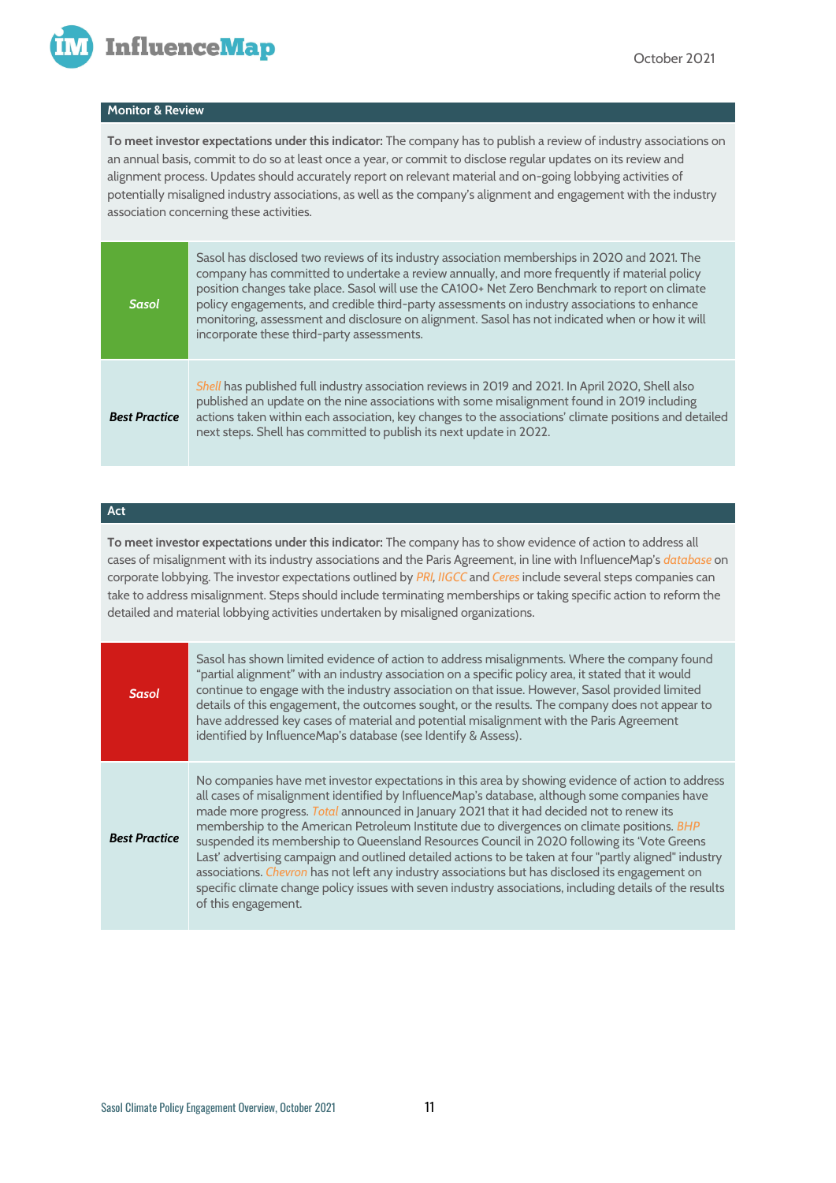## Monitor & Review

**To meet investor expectations under this indicator:** The company has to publish a review of industry associations on an annual basis, commit to do so at least once a year, or commit to disclose regular updates on its review and alignment process. Updates should accurately report on relevant material and on-going lobbying activities of potentially misaligned industry associations, as well as the company's alignment and engagement with the industry association concerning these activities.

| | |
|---|---|
| ***Sasol*** | Sasol has disclosed two reviews of its industry association memberships in 2020 and 2021. The company has committed to undertake a review annually, and more frequently if material policy position changes take place. Sasol will use the CA100+ Net Zero Benchmark to report on climate policy engagements, and credible third-party assessments on industry associations to enhance monitoring, assessment and disclosure on alignment. Sasol has not indicated when or how it will incorporate these third-party assessments. |
| ***Best Practice*** | *Shell* has published full industry association reviews in 2019 and 2021. In April 2020, Shell also published an update on the nine associations with some misalignment found in 2019 including actions taken within each association, key changes to the associations' climate positions and detailed next steps. Shell has committed to publish its next update in 2022. |

## Act

**To meet investor expectations under this indicator:** The company has to show evidence of action to address all cases of misalignment with its industry associations and the Paris Agreement, in line with InfluenceMap's *database* on corporate lobbying. The investor expectations outlined by *PRI*, *IIGCC* and *Ceres* include several steps companies can take to address misalignment. Steps should include terminating memberships or taking specific action to reform the detailed and material lobbying activities undertaken by misaligned organizations.

| | |
|---|---|
| ***Sasol*** | Sasol has shown limited evidence of action to address misalignments. Where the company found "partial alignment" with an industry association on a specific policy area, it stated that it would continue to engage with the industry association on that issue. However, Sasol provided limited details of this engagement, the outcomes sought, or the results. The company does not appear to have addressed key cases of material and potential misalignment with the Paris Agreement identified by InfluenceMap's database (see Identify & Assess). |
| ***Best Practice*** | No companies have met investor expectations in this area by showing evidence of action to address all cases of misalignment identified by InfluenceMap's database, although some companies have made more progress. *Total* announced in January 2021 that it had decided not to renew its membership to the American Petroleum Institute due to divergences on climate positions. *BHP* suspended its membership to Queensland Resources Council in 2020 following its 'Vote Greens Last' advertising campaign and outlined detailed actions to be taken at four "partly aligned" industry associations. *Chevron* has not left any industry associations but has disclosed its engagement on specific climate change policy issues with seven industry associations, including details of the results of this engagement. |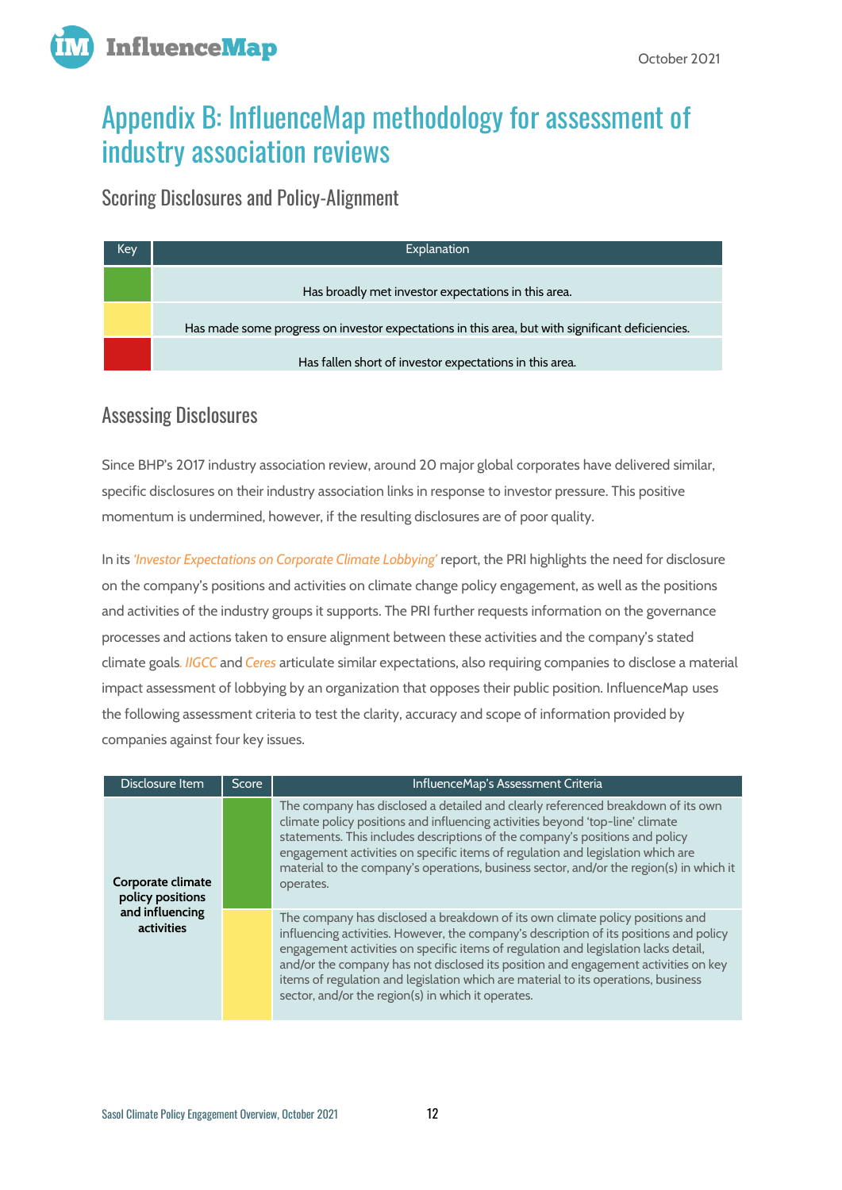# Appendix B: InfluenceMap methodology for assessment of industry association reviews

## Scoring Disclosures and Policy-Alignment

| Key | Explanation |
|---|---|
| Green | Has broadly met investor expectations in this area. |
| Yellow | Has made some progress on investor expectations in this area, but with significant deficiencies. |
| Red | Has fallen short of investor expectations in this area. |

## Assessing Disclosures

Since BHP's 2017 industry association review, around 20 major global corporates have delivered similar, specific disclosures on their industry association links in response to investor pressure. This positive momentum is undermined, however, if the resulting disclosures are of poor quality.

In its *'Investor Expectations on Corporate Climate Lobbying'* report, the PRI highlights the need for disclosure on the company's positions and activities on climate change policy engagement, as well as the positions and activities of the industry groups it supports. The PRI further requests information on the governance processes and actions taken to ensure alignment between these activities and the company's stated climate goals. IIGCC and Ceres articulate similar expectations, also requiring companies to disclose a material impact assessment of lobbying by an organization that opposes their public position. InfluenceMap uses the following assessment criteria to test the clarity, accuracy and scope of information provided by companies against four key issues.

| Disclosure Item | Score | InfluenceMap's Assessment Criteria |
|---|---|---|
| **Corporate climate policy positions and influencing activities** | Green | The company has disclosed a detailed and clearly referenced breakdown of its own climate policy positions and influencing activities beyond 'top-line' climate statements. This includes descriptions of the company's positions and policy engagement activities on specific items of regulation and legislation which are material to the company's operations, business sector, and/or the region(s) in which it operates. |
| | Yellow | The company has disclosed a breakdown of its own climate policy positions and influencing activities. However, the company's description of its positions and policy engagement activities on specific items of regulation and legislation lacks detail, and/or the company has not disclosed its position and engagement activities on key items of regulation and legislation which are material to its operations, business sector, and/or the region(s) in which it operates. |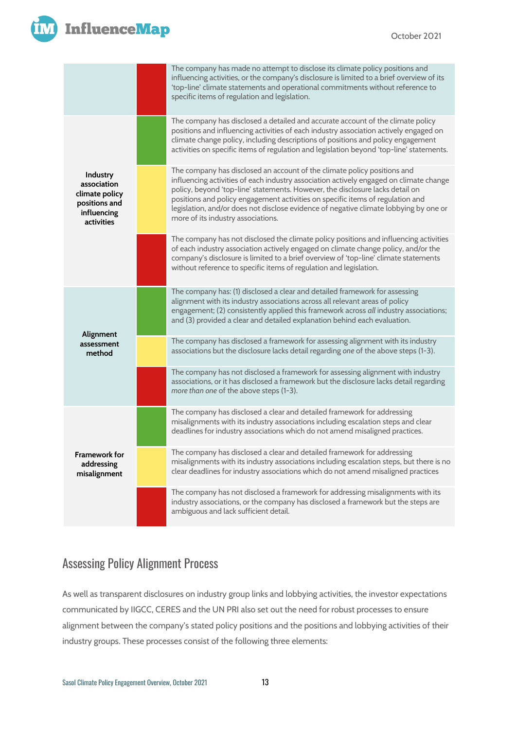| Criteria | Rating | Description |
| --- | --- | --- |
| | Red | The company has made no attempt to disclose its climate policy positions and influencing activities, or the company's disclosure is limited to a brief overview of its 'top-line' climate statements and operational commitments without reference to specific items of regulation and legislation. |
| **Industry association climate policy positions and influencing activities** | Green | The company has disclosed a detailed and accurate account of the climate policy positions and influencing activities of each industry association actively engaged on climate change policy, including descriptions of positions and policy engagement activities on specific items of regulation and legislation beyond 'top-line' statements. |
| | Yellow | The company has disclosed an account of the climate policy positions and influencing activities of each industry association actively engaged on climate change policy, beyond 'top-line' statements. However, the disclosure lacks detail on positions and policy engagement activities on specific items of regulation and legislation, and/or does not disclose evidence of negative climate lobbying by one or more of its industry associations. |
| | Red | The company has not disclosed the climate policy positions and influencing activities of each industry association actively engaged on climate change policy, and/or the company's disclosure is limited to a brief overview of 'top-line' climate statements without reference to specific items of regulation and legislation. |
| **Alignment assessment method** | Green | The company has: (1) disclosed a clear and detailed framework for assessing alignment with its industry associations across all relevant areas of policy engagement; (2) consistently applied this framework across *all* industry associations; and (3) provided a clear and detailed explanation behind each evaluation. |
| | Yellow | The company has disclosed a framework for assessing alignment with its industry associations but the disclosure lacks detail regarding *one* of the above steps (1-3). |
| | Red | The company has not disclosed a framework for assessing alignment with industry associations, or it has disclosed a framework but the disclosure lacks detail regarding *more than one* of the above steps (1-3). |
| **Framework for addressing misalignment** | Green | The company has disclosed a clear and detailed framework for addressing misalignments with its industry associations including escalation steps and clear deadlines for industry associations which do not amend misaligned practices. |
| | Yellow | The company has disclosed a clear and detailed framework for addressing misalignments with its industry associations including escalation steps, but there is no clear deadlines for industry associations which do not amend misaligned practices |
| | Red | The company has not disclosed a framework for addressing misalignments with its industry associations, or the company has disclosed a framework but the steps are ambiguous and lack sufficient detail. |

## Assessing Policy Alignment Process

As well as transparent disclosures on industry group links and lobbying activities, the investor expectations communicated by IIGCC, CERES and the UN PRI also set out the need for robust processes to ensure alignment between the company's stated policy positions and the positions and lobbying activities of their industry groups. These processes consist of the following three elements: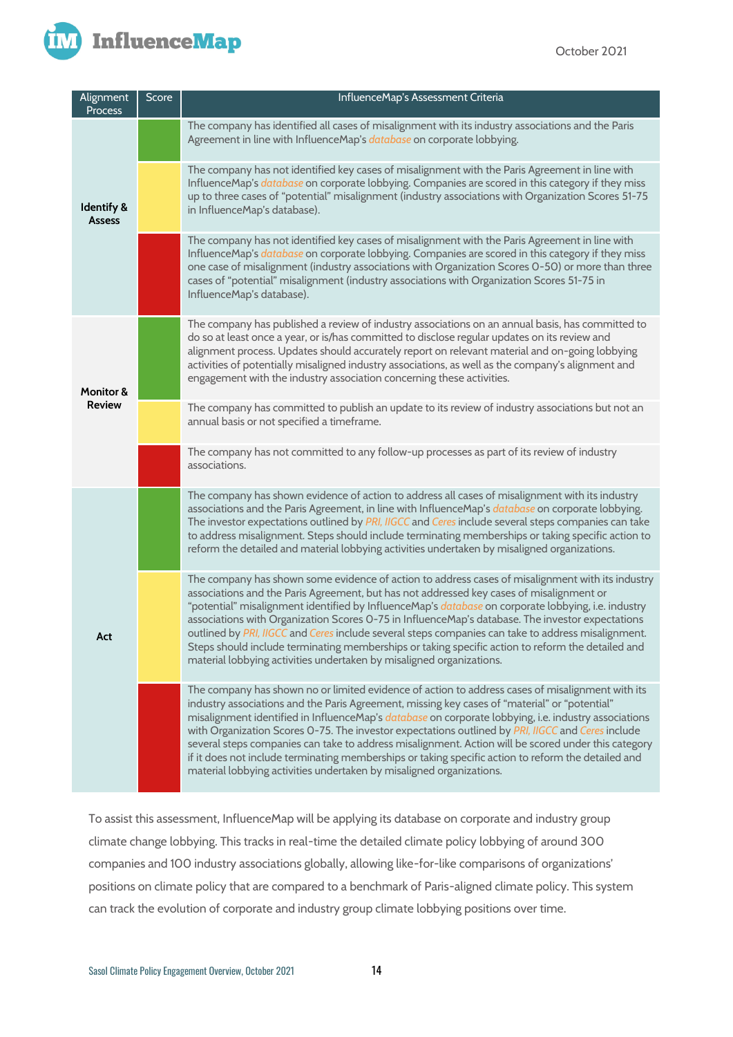| Alignment Process | Score | InfluenceMap's Assessment Criteria |
|---|---|---|
| Identify & Assess | Green | The company has identified all cases of misalignment with its industry associations and the Paris Agreement in line with InfluenceMap's *database* on corporate lobbying. |
| | Yellow | The company has not identified key cases of misalignment with the Paris Agreement in line with InfluenceMap's *database* on corporate lobbying. Companies are scored in this category if they miss up to three cases of "potential" misalignment (industry associations with Organization Scores 51-75 in InfluenceMap's database). |
| | Red | The company has not identified key cases of misalignment with the Paris Agreement in line with InfluenceMap's *database* on corporate lobbying. Companies are scored in this category if they miss one case of misalignment (industry associations with Organization Scores 0-50) or more than three cases of "potential" misalignment (industry associations with Organization Scores 51-75 in InfluenceMap's database). |
| Monitor & Review | Green | The company has published a review of industry associations on an annual basis, has committed to do so at least once a year, or is/has committed to disclose regular updates on its review and alignment process. Updates should accurately report on relevant material and on-going lobbying activities of potentially misaligned industry associations, as well as the company's alignment and engagement with the industry association concerning these activities. |
| | Yellow | The company has committed to publish an update to its review of industry associations but not an annual basis or not specified a timeframe. |
| | Red | The company has not committed to any follow-up processes as part of its review of industry associations. |
| Act | Green | The company has shown evidence of action to address all cases of misalignment with its industry associations and the Paris Agreement, in line with InfluenceMap's *database* on corporate lobbying. The investor expectations outlined by *PRI*, *IIGCC* and *Ceres* include several steps companies can take to address misalignment. Steps should include terminating memberships or taking specific action to reform the detailed and material lobbying activities undertaken by misaligned organizations. |
| | Yellow | The company has shown some evidence of action to address cases of misalignment with its industry associations and the Paris Agreement, but has not addressed key cases of misalignment or "potential" misalignment identified by InfluenceMap's *database* on corporate lobbying, i.e. industry associations with Organization Scores 0-75 in InfluenceMap's database. The investor expectations outlined by *PRI*, *IIGCC* and *Ceres* include several steps companies can take to address misalignment. Steps should include terminating memberships or taking specific action to reform the detailed and material lobbying activities undertaken by misaligned organizations. |
| | Red | The company has shown no or limited evidence of action to address cases of misalignment with its industry associations and the Paris Agreement, missing key cases of "material" or "potential" misalignment identified in InfluenceMap's *database* on corporate lobbying, i.e. industry associations with Organization Scores 0-75. The investor expectations outlined by *PRI*, *IIGCC* and *Ceres* include several steps companies can take to address misalignment. Action will be scored under this category if it does not include terminating memberships or taking specific action to reform the detailed and material lobbying activities undertaken by misaligned organizations. |

To assist this assessment, InfluenceMap will be applying its database on corporate and industry group climate change lobbying. This tracks in real-time the detailed climate policy lobbying of around 300 companies and 100 industry associations globally, allowing like-for-like comparisons of organizations' positions on climate policy that are compared to a benchmark of Paris-aligned climate policy. This system can track the evolution of corporate and industry group climate lobbying positions over time.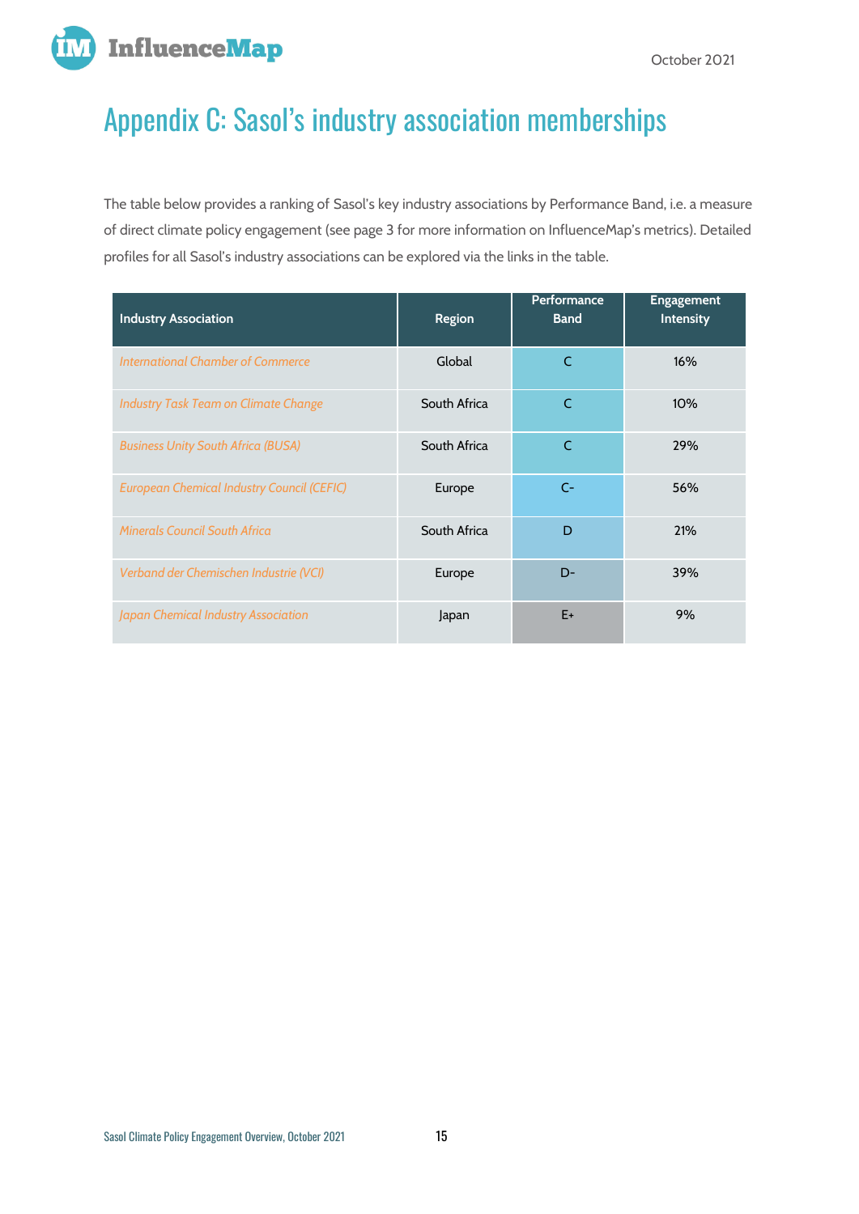# Appendix C: Sasol's industry association memberships

The table below provides a ranking of Sasol's key industry associations by Performance Band, i.e. a measure of direct climate policy engagement (see page 3 for more information on InfluenceMap's metrics). Detailed profiles for all Sasol's industry associations can be explored via the links in the table.

| Industry Association | Region | Performance Band | Engagement Intensity |
|---|---|---|---|
| *International Chamber of Commerce* | Global | C | 16% |
| *Industry Task Team on Climate Change* | South Africa | C | 10% |
| *Business Unity South Africa (BUSA)* | South Africa | C | 29% |
| *European Chemical Industry Council (CEFIC)* | Europe | C- | 56% |
| *Minerals Council South Africa* | South Africa | D | 21% |
| *Verband der Chemischen Industrie (VCI)* | Europe | D- | 39% |
| *Japan Chemical Industry Association* | Japan | E+ | 9% |